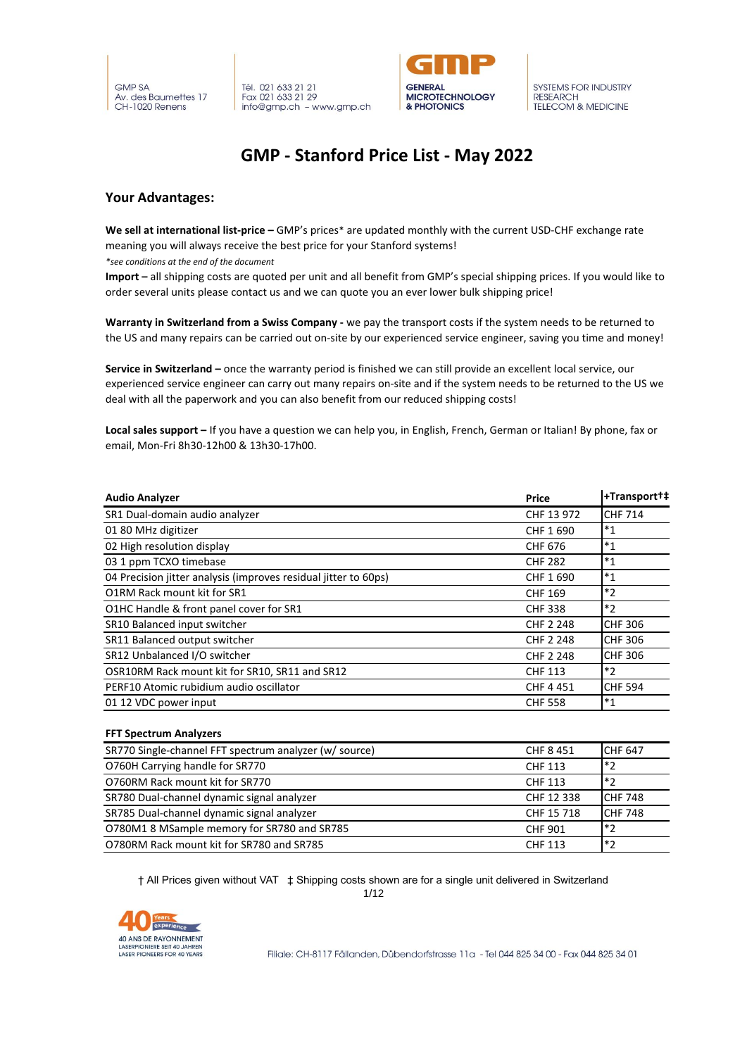# GMP - Stanford Price List - May 2022

## Your Advantages:

**We sell at international list-price –** GMP's prices* are updated monthly with the current USD-CHF exchange rate meaning you will always receive the best price for your Stanford systems!

*\*see conditions at the end of the document*

**Import –** all shipping costs are quoted per unit and all benefit from GMP's special shipping prices. If you would like to order several units please contact us and we can quote you an ever lower bulk shipping price!

**Warranty in Switzerland from a Swiss Company -** we pay the transport costs if the system needs to be returned to the US and many repairs can be carried out on-site by our experienced service engineer, saving you time and money!

**Service in Switzerland –** once the warranty period is finished we can still provide an excellent local service, our experienced service engineer can carry out many repairs on-site and if the system needs to be returned to the US we deal with all the paperwork and you can also benefit from our reduced shipping costs!

**Local sales support –** If you have a question we can help you, in English, French, German or Italian! By phone, fax or email, Mon-Fri 8h30-12h00 & 13h30-17h00.

| Audio Analyzer | Price | +Transport†‡ |
|---|---|---|
| SR1 Dual-domain audio analyzer | CHF 13 972 | CHF 714 |
| 01 80 MHz digitizer | CHF 1 690 | *1 |
| 02 High resolution display | CHF 676 | *1 |
| 03 1 ppm TCXO timebase | CHF 282 | *1 |
| 04 Precision jitter analysis (improves residual jitter to 60ps) | CHF 1 690 | *1 |
| O1RM Rack mount kit for SR1 | CHF 169 | *2 |
| O1HC Handle & front panel cover for SR1 | CHF 338 | *2 |
| SR10 Balanced input switcher | CHF 2 248 | CHF 306 |
| SR11 Balanced output switcher | CHF 2 248 | CHF 306 |
| SR12 Unbalanced I/O switcher | CHF 2 248 | CHF 306 |
| OSR10RM Rack mount kit for SR10, SR11 and SR12 | CHF 113 | *2 |
| PERF10 Atomic rubidium audio oscillator | CHF 4 451 | CHF 594 |
| 01 12 VDC power input | CHF 558 | *1 |

| FFT Spectrum Analyzers | | |
|---|---|---|
| SR770 Single-channel FFT spectrum analyzer (w/ source) | CHF 8 451 | CHF 647 |
| O760H Carrying handle for SR770 | CHF 113 | *2 |
| O760RM Rack mount kit for SR770 | CHF 113 | *2 |
| SR780 Dual-channel dynamic signal analyzer | CHF 12 338 | CHF 748 |
| SR785 Dual-channel dynamic signal analyzer | CHF 15 718 | CHF 748 |
| O780M1 8 MSample memory for SR780 and SR785 | CHF 901 | *2 |
| O780RM Rack mount kit for SR780 and SR785 | CHF 113 | *2 |

† All Prices given without VAT ‡ Shipping costs shown are for a single unit delivered in Switzerland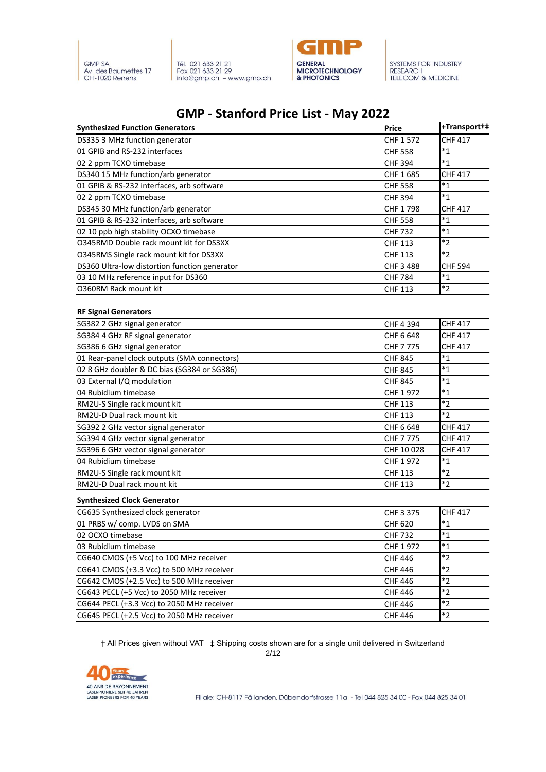# GMP - Stanford Price List - May 2022

| Synthesized Function Generators | Price | +Transport†‡ |
|---|---|---|
| DS335 3 MHz function generator | CHF 1 572 | CHF 417 |
| 01 GPIB and RS-232 interfaces | CHF 558 | *1 |
| 02 2 ppm TCXO timebase | CHF 394 | *1 |
| DS340 15 MHz function/arb generator | CHF 1 685 | CHF 417 |
| 01 GPIB & RS-232 interfaces, arb software | CHF 558 | *1 |
| 02 2 ppm TCXO timebase | CHF 394 | *1 |
| DS345 30 MHz function/arb generator | CHF 1 798 | CHF 417 |
| 01 GPIB & RS-232 interfaces, arb software | CHF 558 | *1 |
| 02 10 ppb high stability OCXO timebase | CHF 732 | *1 |
| O345RMD Double rack mount kit for DS3XX | CHF 113 | *2 |
| O345RMS Single rack mount kit for DS3XX | CHF 113 | *2 |
| DS360 Ultra-low distortion function generator | CHF 3 488 | CHF 594 |
| 03 10 MHz reference input for DS360 | CHF 784 | *1 |
| O360RM Rack mount kit | CHF 113 | *2 |

| RF Signal Generators | | |
|---|---|---|
| SG382 2 GHz signal generator | CHF 4 394 | CHF 417 |
| SG384 4 GHz RF signal generator | CHF 6 648 | CHF 417 |
| SG386 6 GHz signal generator | CHF 7 775 | CHF 417 |
| 01 Rear-panel clock outputs (SMA connectors) | CHF 845 | *1 |
| 02 8 GHz doubler & DC bias (SG384 or SG386) | CHF 845 | *1 |
| 03 External I/Q modulation | CHF 845 | *1 |
| 04 Rubidium timebase | CHF 1 972 | *1 |
| RM2U-S Single rack mount kit | CHF 113 | *2 |
| RM2U-D Dual rack mount kit | CHF 113 | *2 |
| SG392 2 GHz vector signal generator | CHF 6 648 | CHF 417 |
| SG394 4 GHz vector signal generator | CHF 7 775 | CHF 417 |
| SG396 6 GHz vector signal generator | CHF 10 028 | CHF 417 |
| 04 Rubidium timebase | CHF 1 972 | *1 |
| RM2U-S Single rack mount kit | CHF 113 | *2 |
| RM2U-D Dual rack mount kit | CHF 113 | *2 |

| Synthesized Clock Generator | | |
|---|---|---|
| CG635 Synthesized clock generator | CHF 3 375 | CHF 417 |
| 01 PRBS w/ comp. LVDS on SMA | CHF 620 | *1 |
| 02 OCXO timebase | CHF 732 | *1 |
| 03 Rubidium timebase | CHF 1 972 | *1 |
| CG640 CMOS (+5 Vcc) to 100 MHz receiver | CHF 446 | *2 |
| CG641 CMOS (+3.3 Vcc) to 500 MHz receiver | CHF 446 | *2 |
| CG642 CMOS (+2.5 Vcc) to 500 MHz receiver | CHF 446 | *2 |
| CG643 PECL (+5 Vcc) to 2050 MHz receiver | CHF 446 | *2 |
| CG644 PECL (+3.3 Vcc) to 2050 MHz receiver | CHF 446 | *2 |
| CG645 PECL (+2.5 Vcc) to 2050 MHz receiver | CHF 446 | *2 |

† All Prices given without VAT ‡ Shipping costs shown are for a single unit delivered in Switzerland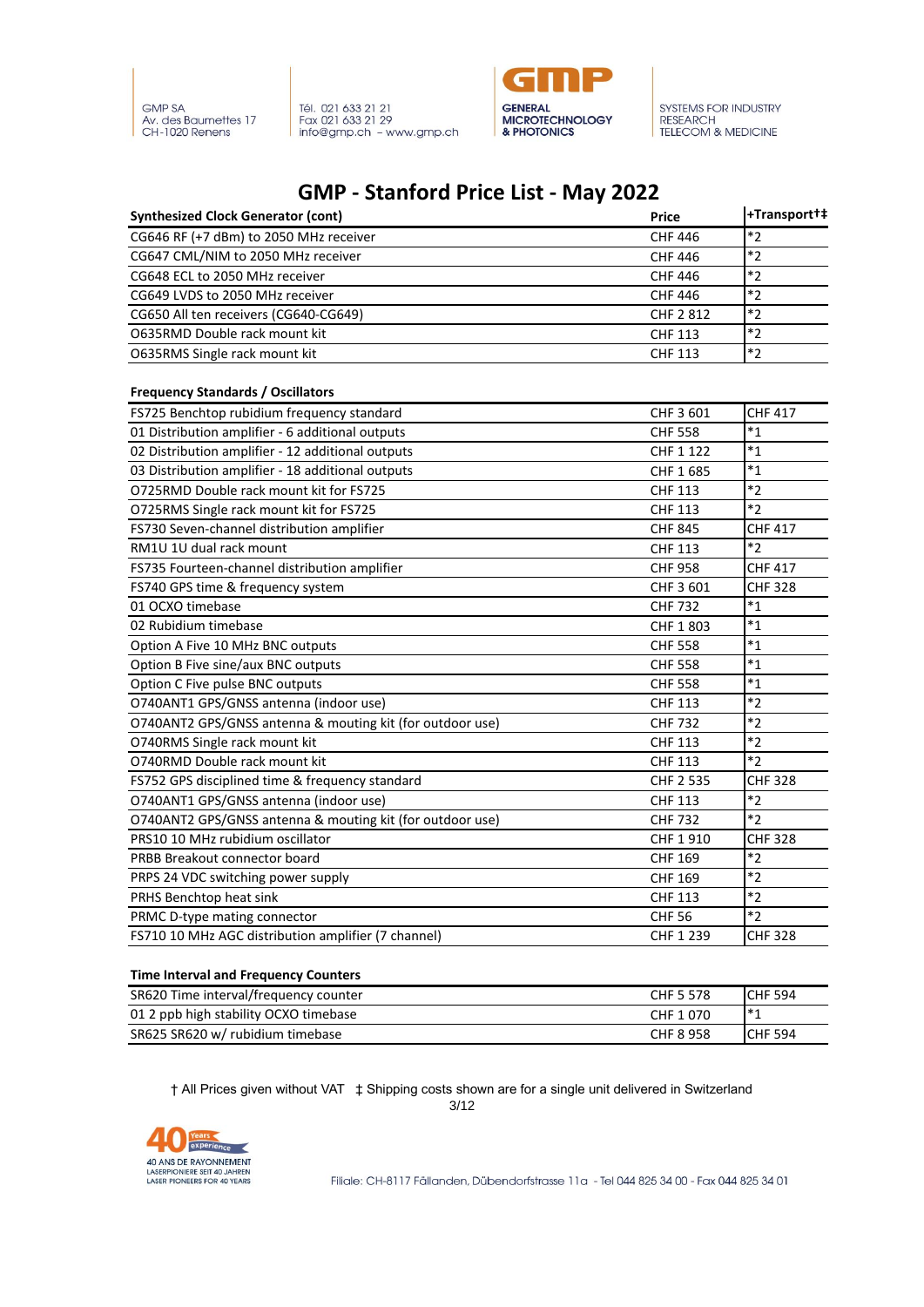# GMP - Stanford Price List - May 2022

| Synthesized Clock Generator (cont) | Price | +Transport†‡ |
|---|---|---|
| CG646 RF (+7 dBm) to 2050 MHz receiver | CHF 446 | *2 |
| CG647 CML/NIM to 2050 MHz receiver | CHF 446 | *2 |
| CG648 ECL to 2050 MHz receiver | CHF 446 | *2 |
| CG649 LVDS to 2050 MHz receiver | CHF 446 | *2 |
| CG650 All ten receivers (CG640-CG649) | CHF 2 812 | *2 |
| O635RMD Double rack mount kit | CHF 113 | *2 |
| O635RMS Single rack mount kit | CHF 113 | *2 |

| Frequency Standards / Oscillators | | |
|---|---|---|
| FS725 Benchtop rubidium frequency standard | CHF 3 601 | CHF 417 |
| 01 Distribution amplifier - 6 additional outputs | CHF 558 | *1 |
| 02 Distribution amplifier - 12 additional outputs | CHF 1 122 | *1 |
| 03 Distribution amplifier - 18 additional outputs | CHF 1 685 | *1 |
| O725RMD Double rack mount kit for FS725 | CHF 113 | *2 |
| O725RMS Single rack mount kit for FS725 | CHF 113 | *2 |
| FS730 Seven-channel distribution amplifier | CHF 845 | CHF 417 |
| RM1U 1U dual rack mount | CHF 113 | *2 |
| FS735 Fourteen-channel distribution amplifier | CHF 958 | CHF 417 |
| FS740 GPS time & frequency system | CHF 3 601 | CHF 328 |
| 01 OCXO timebase | CHF 732 | *1 |
| 02 Rubidium timebase | CHF 1 803 | *1 |
| Option A Five 10 MHz BNC outputs | CHF 558 | *1 |
| Option B Five sine/aux BNC outputs | CHF 558 | *1 |
| Option C Five pulse BNC outputs | CHF 558 | *1 |
| O740ANT1 GPS/GNSS antenna (indoor use) | CHF 113 | *2 |
| O740ANT2 GPS/GNSS antenna & mouting kit (for outdoor use) | CHF 732 | *2 |
| O740RMS Single rack mount kit | CHF 113 | *2 |
| O740RMD Double rack mount kit | CHF 113 | *2 |
| FS752 GPS disciplined time & frequency standard | CHF 2 535 | CHF 328 |
| O740ANT1 GPS/GNSS antenna (indoor use) | CHF 113 | *2 |
| O740ANT2 GPS/GNSS antenna & mouting kit (for outdoor use) | CHF 732 | *2 |
| PRS10 10 MHz rubidium oscillator | CHF 1 910 | CHF 328 |
| PRBB Breakout connector board | CHF 169 | *2 |
| PRPS 24 VDC switching power supply | CHF 169 | *2 |
| PRHS Benchtop heat sink | CHF 113 | *2 |
| PRMC D-type mating connector | CHF 56 | *2 |
| FS710 10 MHz AGC distribution amplifier (7 channel) | CHF 1 239 | CHF 328 |

| Time Interval and Frequency Counters | | |
|---|---|---|
| SR620 Time interval/frequency counter | CHF 5 578 | CHF 594 |
| 01 2 ppb high stability OCXO timebase | CHF 1 070 | *1 |
| SR625 SR620 w/ rubidium timebase | CHF 8 958 | CHF 594 |

† All Prices given without VAT ‡ Shipping costs shown are for a single unit delivered in Switzerland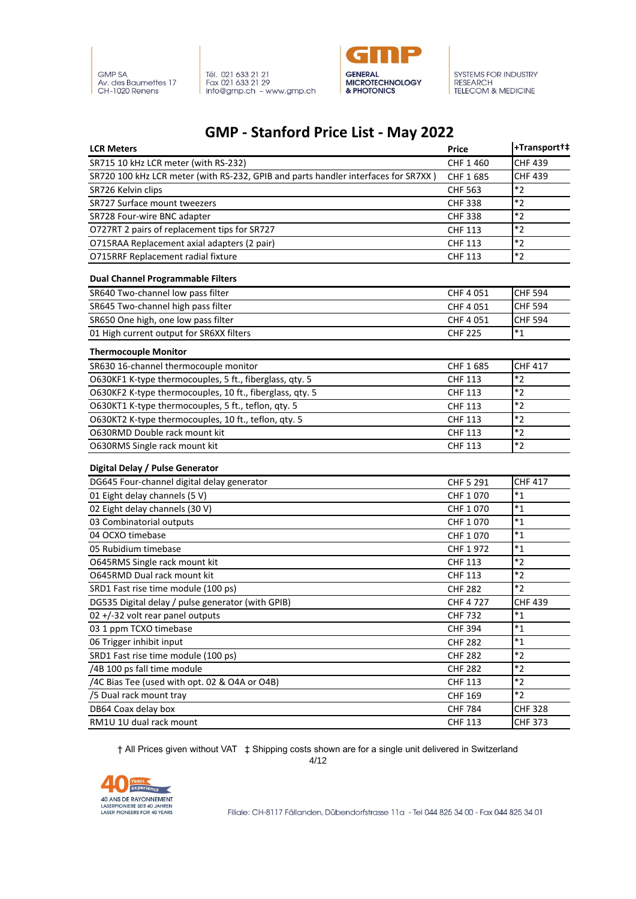# GMP - Stanford Price List - May 2022

| LCR Meters | Price | +Transport†‡ |
|---|---|---|
| SR715 10 kHz LCR meter (with RS-232) | CHF 1 460 | CHF 439 |
| SR720 100 kHz LCR meter (with RS-232, GPIB and parts handler interfaces for SR7XX ) | CHF 1 685 | CHF 439 |
| SR726 Kelvin clips | CHF 563 | *2 |
| SR727 Surface mount tweezers | CHF 338 | *2 |
| SR728 Four-wire BNC adapter | CHF 338 | *2 |
| O727RT 2 pairs of replacement tips for SR727 | CHF 113 | *2 |
| O715RAA Replacement axial adapters (2 pair) | CHF 113 | *2 |
| O715RRF Replacement radial fixture | CHF 113 | *2 |

| Dual Channel Programmable Filters | | |
|---|---|---|
| SR640 Two-channel low pass filter | CHF 4 051 | CHF 594 |
| SR645 Two-channel high pass filter | CHF 4 051 | CHF 594 |
| SR650 One high, one low pass filter | CHF 4 051 | CHF 594 |
| 01 High current output for SR6XX filters | CHF 225 | *1 |

| Thermocouple Monitor | | |
|---|---|---|
| SR630 16-channel thermocouple monitor | CHF 1 685 | CHF 417 |
| O630KF1 K-type thermocouples, 5 ft., fiberglass, qty. 5 | CHF 113 | *2 |
| O630KF2 K-type thermocouples, 10 ft., fiberglass, qty. 5 | CHF 113 | *2 |
| O630KT1 K-type thermocouples, 5 ft., teflon, qty. 5 | CHF 113 | *2 |
| O630KT2 K-type thermocouples, 10 ft., teflon, qty. 5 | CHF 113 | *2 |
| O630RMD Double rack mount kit | CHF 113 | *2 |
| O630RMS Single rack mount kit | CHF 113 | *2 |

| Digital Delay / Pulse Generator | | |
|---|---|---|
| DG645 Four-channel digital delay generator | CHF 5 291 | CHF 417 |
| 01 Eight delay channels (5 V) | CHF 1 070 | *1 |
| 02 Eight delay channels (30 V) | CHF 1 070 | *1 |
| 03 Combinatorial outputs | CHF 1 070 | *1 |
| 04 OCXO timebase | CHF 1 070 | *1 |
| 05 Rubidium timebase | CHF 1 972 | *1 |
| O645RMS Single rack mount kit | CHF 113 | *2 |
| O645RMD Dual rack mount kit | CHF 113 | *2 |
| SRD1 Fast rise time module (100 ps) | CHF 282 | *2 |
| DG535 Digital delay / pulse generator (with GPIB) | CHF 4 727 | CHF 439 |
| 02 +/-32 volt rear panel outputs | CHF 732 | *1 |
| 03 1 ppm TCXO timebase | CHF 394 | *1 |
| 06 Trigger inhibit input | CHF 282 | *1 |
| SRD1 Fast rise time module (100 ps) | CHF 282 | *2 |
| /4B 100 ps fall time module | CHF 282 | *2 |
| /4C Bias Tee (used with opt. 02 & O4A or O4B) | CHF 113 | *2 |
| /5 Dual rack mount tray | CHF 169 | *2 |
| DB64 Coax delay box | CHF 784 | CHF 328 |
| RM1U 1U dual rack mount | CHF 113 | CHF 373 |

† All Prices given without VAT ‡ Shipping costs shown are for a single unit delivered in Switzerland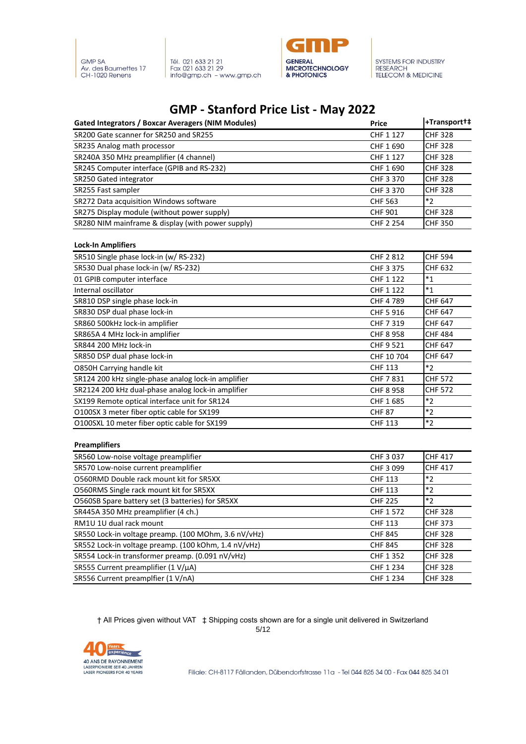# GMP - Stanford Price List - May 2022

| Gated Integrators / Boxcar Averagers (NIM Modules) | Price | +Transport†‡ |
|---|---|---|
| SR200 Gate scanner for SR250 and SR255 | CHF 1 127 | CHF 328 |
| SR235 Analog math processor | CHF 1 690 | CHF 328 |
| SR240A 350 MHz preamplifier (4 channel) | CHF 1 127 | CHF 328 |
| SR245 Computer interface (GPIB and RS-232) | CHF 1 690 | CHF 328 |
| SR250 Gated integrator | CHF 3 370 | CHF 328 |
| SR255 Fast sampler | CHF 3 370 | CHF 328 |
| SR272 Data acquisition Windows software | CHF 563 | *2 |
| SR275 Display module (without power supply) | CHF 901 | CHF 328 |
| SR280 NIM mainframe & display (with power supply) | CHF 2 254 | CHF 350 |

| Lock-In Amplifiers | | |
|---|---|---|
| SR510 Single phase lock-in (w/ RS-232) | CHF 2 812 | CHF 594 |
| SR530 Dual phase lock-in (w/ RS-232) | CHF 3 375 | CHF 632 |
| 01 GPIB computer interface | CHF 1 122 | *1 |
| Internal oscillator | CHF 1 122 | *1 |
| SR810 DSP single phase lock-in | CHF 4 789 | CHF 647 |
| SR830 DSP dual phase lock-in | CHF 5 916 | CHF 647 |
| SR860 500kHz lock-in amplifier | CHF 7 319 | CHF 647 |
| SR865A 4 MHz lock-in amplifier | CHF 8 958 | CHF 484 |
| SR844 200 MHz lock-in | CHF 9 521 | CHF 647 |
| SR850 DSP dual phase lock-in | CHF 10 704 | CHF 647 |
| O850H Carrying handle kit | CHF 113 | *2 |
| SR124 200 kHz single-phase analog lock-in amplifier | CHF 7 831 | CHF 572 |
| SR2124 200 kHz dual-phase analog lock-in amplifier | CHF 8 958 | CHF 572 |
| SX199 Remote optical interface unit for SR124 | CHF 1 685 | *2 |
| O100SX 3 meter fiber optic cable for SX199 | CHF 87 | *2 |
| O100SXL 10 meter fiber optic cable for SX199 | CHF 113 | *2 |

| Preamplifiers | | |
|---|---|---|
| SR560 Low-noise voltage preamplifier | CHF 3 037 | CHF 417 |
| SR570 Low-noise current preamplifier | CHF 3 099 | CHF 417 |
| O560RMD Double rack mount kit for SR5XX | CHF 113 | *2 |
| O560RMS Single rack mount kit for SR5XX | CHF 113 | *2 |
| O560SB Spare battery set (3 batteries) for SR5XX | CHF 225 | *2 |
| SR445A 350 MHz preamplifier (4 ch.) | CHF 1 572 | CHF 328 |
| RM1U 1U dual rack mount | CHF 113 | CHF 373 |
| SR550 Lock-in voltage preamp. (100 MOhm, 3.6 nV/vHz) | CHF 845 | CHF 328 |
| SR552 Lock-in voltage preamp. (100 kOhm, 1.4 nV/vHz) | CHF 845 | CHF 328 |
| SR554 Lock-in transformer preamp. (0.091 nV/vHz) | CHF 1 352 | CHF 328 |
| SR555 Current preamplifier (1 V/µA) | CHF 1 234 | CHF 328 |
| SR556 Current preamplfier (1 V/nA) | CHF 1 234 | CHF 328 |

† All Prices given without VAT ‡ Shipping costs shown are for a single unit delivered in Switzerland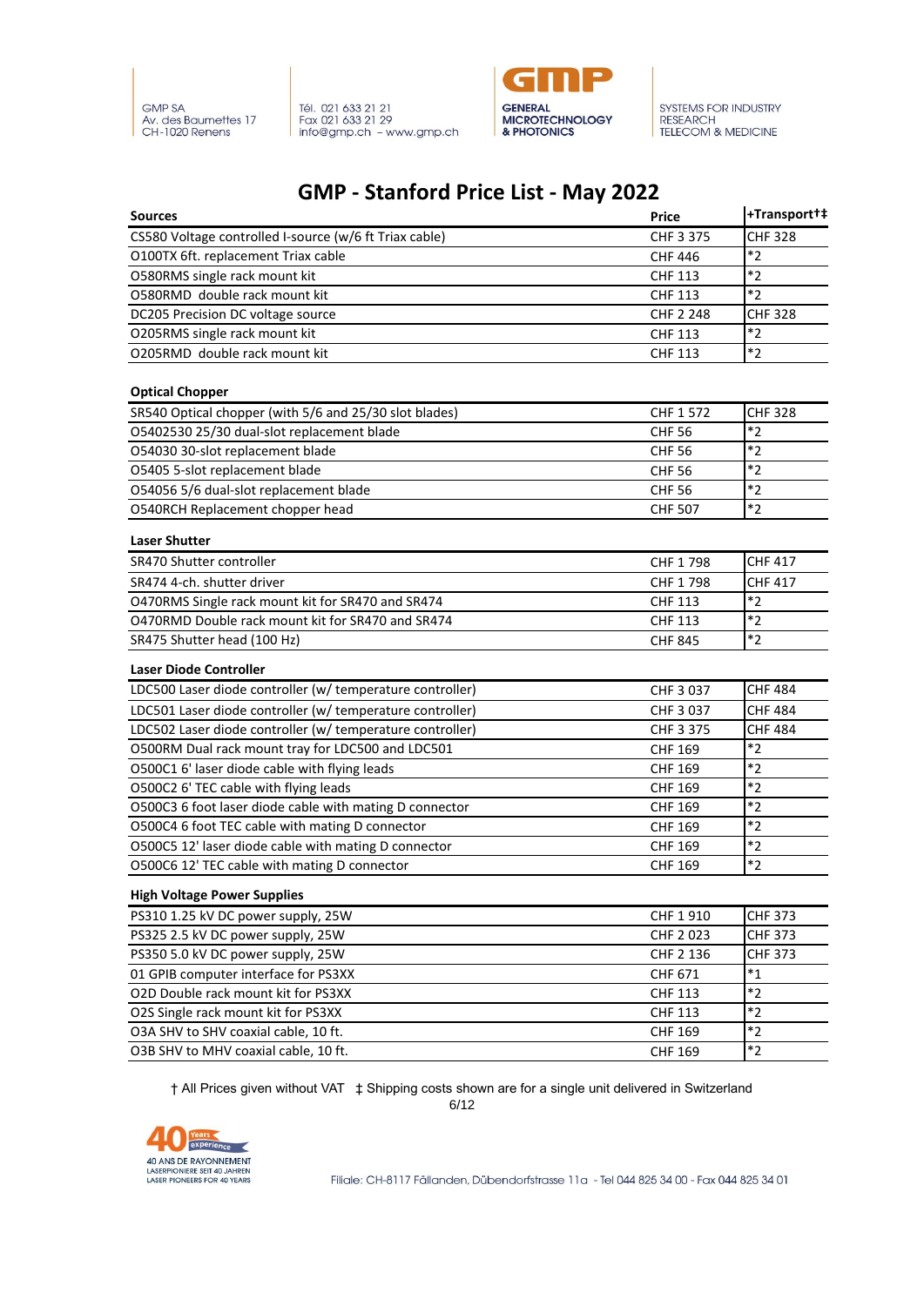# GMP - Stanford Price List - May 2022

| Sources | Price | +Transport†‡ |
|---|---|---|
| CS580 Voltage controlled I-source (w/6 ft Triax cable) | CHF 3 375 | CHF 328 |
| O100TX 6ft. replacement Triax cable | CHF 446 | *2 |
| O580RMS single rack mount kit | CHF 113 | *2 |
| O580RMD double rack mount kit | CHF 113 | *2 |
| DC205 Precision DC voltage source | CHF 2 248 | CHF 328 |
| O205RMS single rack mount kit | CHF 113 | *2 |
| O205RMD double rack mount kit | CHF 113 | *2 |

| Optical Chopper | | |
|---|---|---|
| SR540 Optical chopper (with 5/6 and 25/30 slot blades) | CHF 1 572 | CHF 328 |
| O5402530 25/30 dual-slot replacement blade | CHF 56 | *2 |
| O54030 30-slot replacement blade | CHF 56 | *2 |
| O5405 5-slot replacement blade | CHF 56 | *2 |
| O54056 5/6 dual-slot replacement blade | CHF 56 | *2 |
| O540RCH Replacement chopper head | CHF 507 | *2 |

| Laser Shutter | | |
|---|---|---|
| SR470 Shutter controller | CHF 1 798 | CHF 417 |
| SR474 4-ch. shutter driver | CHF 1 798 | CHF 417 |
| O470RMS Single rack mount kit for SR470 and SR474 | CHF 113 | *2 |
| O470RMD Double rack mount kit for SR470 and SR474 | CHF 113 | *2 |
| SR475 Shutter head (100 Hz) | CHF 845 | *2 |

| Laser Diode Controller | | |
|---|---|---|
| LDC500 Laser diode controller (w/ temperature controller) | CHF 3 037 | CHF 484 |
| LDC501 Laser diode controller (w/ temperature controller) | CHF 3 037 | CHF 484 |
| LDC502 Laser diode controller (w/ temperature controller) | CHF 3 375 | CHF 484 |
| O500RM Dual rack mount tray for LDC500 and LDC501 | CHF 169 | *2 |
| O500C1 6' laser diode cable with flying leads | CHF 169 | *2 |
| O500C2 6' TEC cable with flying leads | CHF 169 | *2 |
| O500C3 6 foot laser diode cable with mating D connector | CHF 169 | *2 |
| O500C4 6 foot TEC cable with mating D connector | CHF 169 | *2 |
| O500C5 12' laser diode cable with mating D connector | CHF 169 | *2 |
| O500C6 12' TEC cable with mating D connector | CHF 169 | *2 |

| High Voltage Power Supplies | | |
|---|---|---|
| PS310 1.25 kV DC power supply, 25W | CHF 1 910 | CHF 373 |
| PS325 2.5 kV DC power supply, 25W | CHF 2 023 | CHF 373 |
| PS350 5.0 kV DC power supply, 25W | CHF 2 136 | CHF 373 |
| O1 GPIB computer interface for PS3XX | CHF 671 | *1 |
| O2D Double rack mount kit for PS3XX | CHF 113 | *2 |
| O2S Single rack mount kit for PS3XX | CHF 113 | *2 |
| O3A SHV to SHV coaxial cable, 10 ft. | CHF 169 | *2 |
| O3B SHV to MHV coaxial cable, 10 ft. | CHF 169 | *2 |

† All Prices given without VAT ‡ Shipping costs shown are for a single unit delivered in Switzerland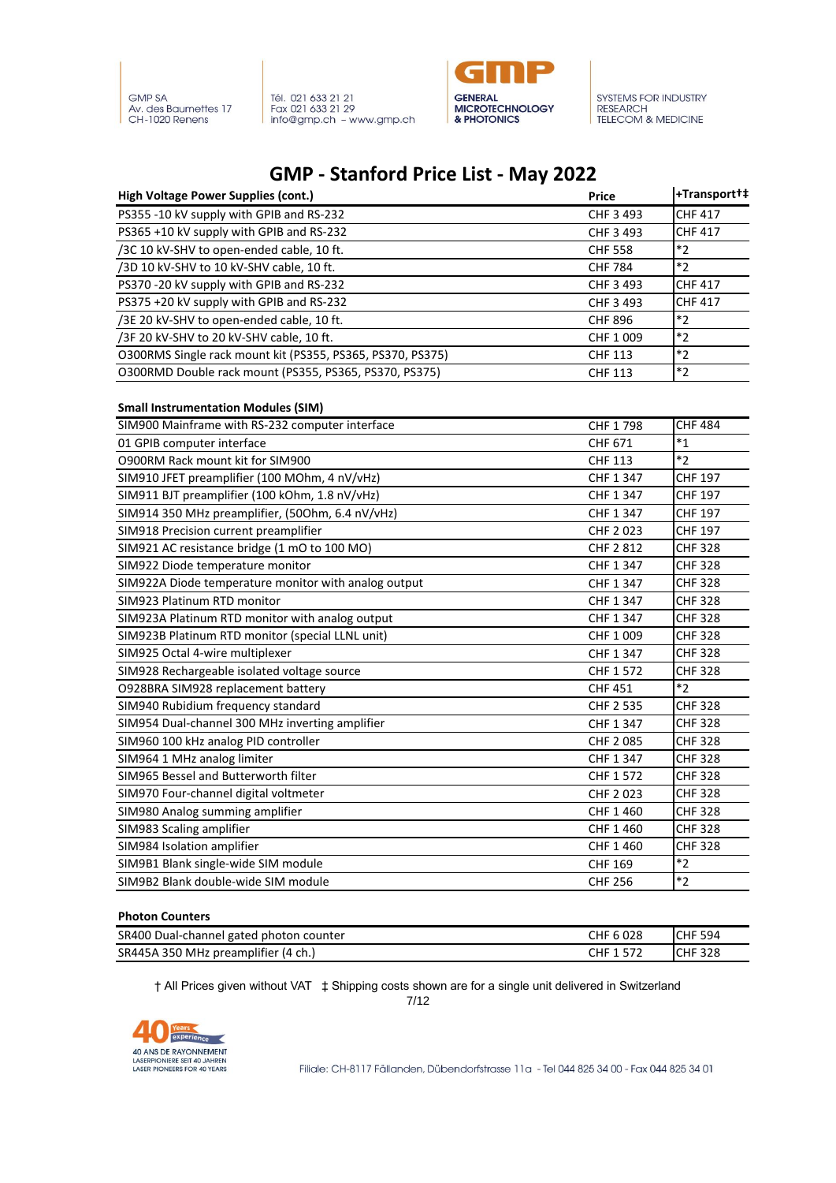# GMP - Stanford Price List - May 2022

| High Voltage Power Supplies (cont.) | Price | +Transport†‡ |
|---|---|---|
| PS355 -10 kV supply with GPIB and RS-232 | CHF 3 493 | CHF 417 |
| PS365 +10 kV supply with GPIB and RS-232 | CHF 3 493 | CHF 417 |
| /3C 10 kV-SHV to open-ended cable, 10 ft. | CHF 558 | *2 |
| /3D 10 kV-SHV to 10 kV-SHV cable, 10 ft. | CHF 784 | *2 |
| PS370 -20 kV supply with GPIB and RS-232 | CHF 3 493 | CHF 417 |
| PS375 +20 kV supply with GPIB and RS-232 | CHF 3 493 | CHF 417 |
| /3E 20 kV-SHV to open-ended cable, 10 ft. | CHF 896 | *2 |
| /3F 20 kV-SHV to 20 kV-SHV cable, 10 ft. | CHF 1 009 | *2 |
| O300RMS Single rack mount kit (PS355, PS365, PS370, PS375) | CHF 113 | *2 |
| O300RMD Double rack mount (PS355, PS365, PS370, PS375) | CHF 113 | *2 |

| Small Instrumentation Modules (SIM) | | |
|---|---|---|
| SIM900 Mainframe with RS-232 computer interface | CHF 1 798 | CHF 484 |
| 01 GPIB computer interface | CHF 671 | *1 |
| O900RM Rack mount kit for SIM900 | CHF 113 | *2 |
| SIM910 JFET preamplifier (100 MOhm, 4 nV/vHz) | CHF 1 347 | CHF 197 |
| SIM911 BJT preamplifier (100 kOhm, 1.8 nV/vHz) | CHF 1 347 | CHF 197 |
| SIM914 350 MHz preamplifier, (50Ohm, 6.4 nV/vHz) | CHF 1 347 | CHF 197 |
| SIM918 Precision current preamplifier | CHF 2 023 | CHF 197 |
| SIM921 AC resistance bridge (1 mO to 100 MO) | CHF 2 812 | CHF 328 |
| SIM922 Diode temperature monitor | CHF 1 347 | CHF 328 |
| SIM922A Diode temperature monitor with analog output | CHF 1 347 | CHF 328 |
| SIM923 Platinum RTD monitor | CHF 1 347 | CHF 328 |
| SIM923A Platinum RTD monitor with analog output | CHF 1 347 | CHF 328 |
| SIM923B Platinum RTD monitor (special LLNL unit) | CHF 1 009 | CHF 328 |
| SIM925 Octal 4-wire multiplexer | CHF 1 347 | CHF 328 |
| SIM928 Rechargeable isolated voltage source | CHF 1 572 | CHF 328 |
| O928BRA SIM928 replacement battery | CHF 451 | *2 |
| SIM940 Rubidium frequency standard | CHF 2 535 | CHF 328 |
| SIM954 Dual-channel 300 MHz inverting amplifier | CHF 1 347 | CHF 328 |
| SIM960 100 kHz analog PID controller | CHF 2 085 | CHF 328 |
| SIM964 1 MHz analog limiter | CHF 1 347 | CHF 328 |
| SIM965 Bessel and Butterworth filter | CHF 1 572 | CHF 328 |
| SIM970 Four-channel digital voltmeter | CHF 2 023 | CHF 328 |
| SIM980 Analog summing amplifier | CHF 1 460 | CHF 328 |
| SIM983 Scaling amplifier | CHF 1 460 | CHF 328 |
| SIM984 Isolation amplifier | CHF 1 460 | CHF 328 |
| SIM9B1 Blank single-wide SIM module | CHF 169 | *2 |
| SIM9B2 Blank double-wide SIM module | CHF 256 | *2 |

| Photon Counters | | |
|---|---|---|
| SR400 Dual-channel gated photon counter | CHF 6 028 | CHF 594 |
| SR445A 350 MHz preamplifier (4 ch.) | CHF 1 572 | CHF 328 |

† All Prices given without VAT ‡ Shipping costs shown are for a single unit delivered in Switzerland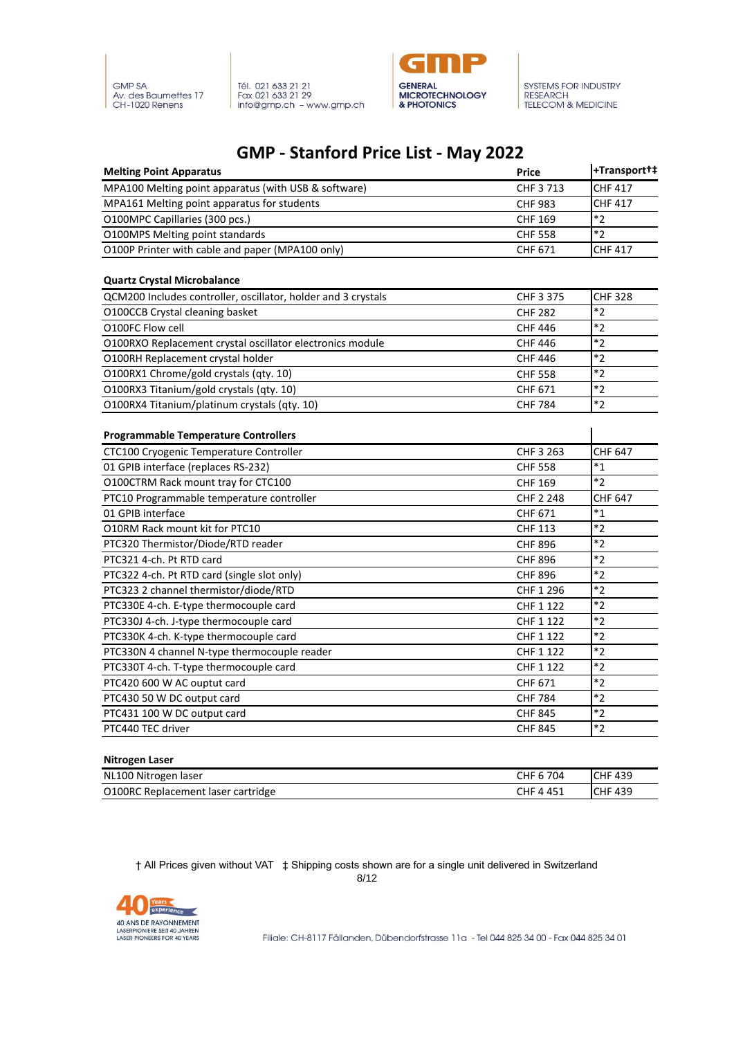# GMP - Stanford Price List - May 2022

| Melting Point Apparatus | Price | +Transport†‡ |
|---|---|---|
| MPA100 Melting point apparatus (with USB & software) | CHF 3 713 | CHF 417 |
| MPA161 Melting point apparatus for students | CHF 983 | CHF 417 |
| O100MPC Capillaries (300 pcs.) | CHF 169 | *2 |
| O100MPS Melting point standards | CHF 558 | *2 |
| O100P Printer with cable and paper (MPA100 only) | CHF 671 | CHF 417 |

| Quartz Crystal Microbalance | | |
|---|---|---|
| QCM200 Includes controller, oscillator, holder and 3 crystals | CHF 3 375 | CHF 328 |
| O100CCB Crystal cleaning basket | CHF 282 | *2 |
| O100FC Flow cell | CHF 446 | *2 |
| O100RXO Replacement crystal oscillator electronics module | CHF 446 | *2 |
| O100RH Replacement crystal holder | CHF 446 | *2 |
| O100RX1 Chrome/gold crystals (qty. 10) | CHF 558 | *2 |
| O100RX3 Titanium/gold crystals (qty. 10) | CHF 671 | *2 |
| O100RX4 Titanium/platinum crystals (qty. 10) | CHF 784 | *2 |

| Programmable Temperature Controllers | | |
|---|---|---|
| CTC100 Cryogenic Temperature Controller | CHF 3 263 | CHF 647 |
| 01 GPIB interface (replaces RS-232) | CHF 558 | *1 |
| O100CTRM Rack mount tray for CTC100 | CHF 169 | *2 |
| PTC10 Programmable temperature controller | CHF 2 248 | CHF 647 |
| 01 GPIB interface | CHF 671 | *1 |
| O10RM Rack mount kit for PTC10 | CHF 113 | *2 |
| PTC320 Thermistor/Diode/RTD reader | CHF 896 | *2 |
| PTC321 4-ch. Pt RTD card | CHF 896 | *2 |
| PTC322 4-ch. Pt RTD card (single slot only) | CHF 896 | *2 |
| PTC323 2 channel thermistor/diode/RTD | CHF 1 296 | *2 |
| PTC330E 4-ch. E-type thermocouple card | CHF 1 122 | *2 |
| PTC330J 4-ch. J-type thermocouple card | CHF 1 122 | *2 |
| PTC330K 4-ch. K-type thermocouple card | CHF 1 122 | *2 |
| PTC330N 4 channel N-type thermocouple reader | CHF 1 122 | *2 |
| PTC330T 4-ch. T-type thermocouple card | CHF 1 122 | *2 |
| PTC420 600 W AC ouptut card | CHF 671 | *2 |
| PTC430 50 W DC output card | CHF 784 | *2 |
| PTC431 100 W DC output card | CHF 845 | *2 |
| PTC440 TEC driver | CHF 845 | *2 |

| Nitrogen Laser | | |
|---|---|---|
| NL100 Nitrogen laser | CHF 6 704 | CHF 439 |
| O100RC Replacement laser cartridge | CHF 4 451 | CHF 439 |

† All Prices given without VAT ‡ Shipping costs shown are for a single unit delivered in Switzerland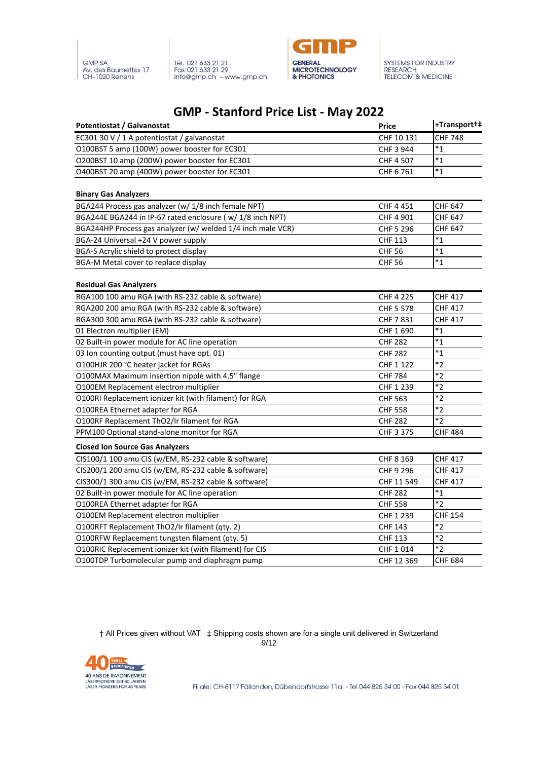GMP SA
Av. des Baumettes 17
CH-1020 Renens

Tél. 021 633 21 21
Fax 021 633 21 29
info@gmp.ch – www.gmp.ch

GENERAL MICROTECHNOLOGY & PHOTONICS

SYSTEMS FOR INDUSTRY
RESEARCH
TELECOM & MEDICINE

# GMP - Stanford Price List - May 2022

| Potentiostat / Galvanostat | Price | +Transport†‡ |
|---|---|---|
| EC301 30 V / 1 A potentiostat / galvanostat | CHF 10 131 | CHF 748 |
| O100BST 5 amp (100W) power booster for EC301 | CHF 3 944 | *1 |
| O200BST 10 amp (200W) power booster for EC301 | CHF 4 507 | *1 |
| O400BST 20 amp (400W) power booster for EC301 | CHF 6 761 | *1 |

| Binary Gas Analyzers | | |
|---|---|---|
| BGA244 Process gas analyzer (w/ 1/8 inch female NPT) | CHF 4 451 | CHF 647 |
| BGA244E BGA244 in IP-67 rated enclosure ( w/ 1/8 inch NPT) | CHF 4 901 | CHF 647 |
| BGA244HP Process gas analyzer (w/ welded 1/4 inch male VCR) | CHF 5 296 | CHF 647 |
| BGA-24 Universal +24 V power supply | CHF 113 | *1 |
| BGA-S Acrylic shield to protect display | CHF 56 | *1 |
| BGA-M Metal cover to replace display | CHF 56 | *1 |

| Residual Gas Analyzers | | |
|---|---|---|
| RGA100 100 amu RGA (with RS-232 cable & software) | CHF 4 225 | CHF 417 |
| RGA200 200 amu RGA (with RS-232 cable & software) | CHF 5 578 | CHF 417 |
| RGA300 300 amu RGA (with RS-232 cable & software) | CHF 7 831 | CHF 417 |
| 01 Electron multiplier (EM) | CHF 1 690 | *1 |
| 02 Built-in power module for AC line operation | CHF 282 | *1 |
| 03 Ion counting output (must have opt. 01) | CHF 282 | *1 |
| O100HJR 200 °C heater jacket for RGAs | CHF 1 122 | *2 |
| O100MAX Maximum insertion nipple with 4.5" flange | CHF 784 | *2 |
| O100EM Replacement electron multiplier | CHF 1 239 | *2 |
| O100RI Replacement ionizer kit (with filament) for RGA | CHF 563 | *2 |
| O100REA Ethernet adapter for RGA | CHF 558 | *2 |
| O100RF Replacement ThO2/Ir filament for RGA | CHF 282 | *2 |
| PPM100 Optional stand-alone monitor for RGA | CHF 3 375 | CHF 484 |

| Closed Ion Source Gas Analyzers | | |
|---|---|---|
| CIS100/1 100 amu CIS (w/EM, RS-232 cable & software) | CHF 8 169 | CHF 417 |
| CIS200/1 200 amu CIS (w/EM, RS-232 cable & software) | CHF 9 296 | CHF 417 |
| CIS300/1 300 amu CIS (w/EM, RS-232 cable & software) | CHF 11 549 | CHF 417 |
| 02 Built-in power module for AC line operation | CHF 282 | *1 |
| O100REA Ethernet adapter for RGA | CHF 558 | *2 |
| O100EM Replacement electron multiplier | CHF 1 239 | CHF 154 |
| O100RFT Replacement ThO2/Ir filament (qty. 2) | CHF 143 | *2 |
| O100RFW Replacement tungsten filament (qty. 5) | CHF 113 | *2 |
| O100RIC Replacement ionizer kit (with filament) for CIS | CHF 1 014 | *2 |
| O100TDP Turbomolecular pump and diaphragm pump | CHF 12 369 | CHF 684 |

† All Prices given without VAT ‡ Shipping costs shown are for a single unit delivered in Switzerland

40 ANS DE RAYONNEMENT
LASERPIONIERE SEIT 40 JAHREN
LASER PIONEERS FOR 40 YEARS

Filiale: CH-8117 Fällanden, Dübendorfstrasse 11a - Tel 044 825 34 00 - Fax 044 825 34 01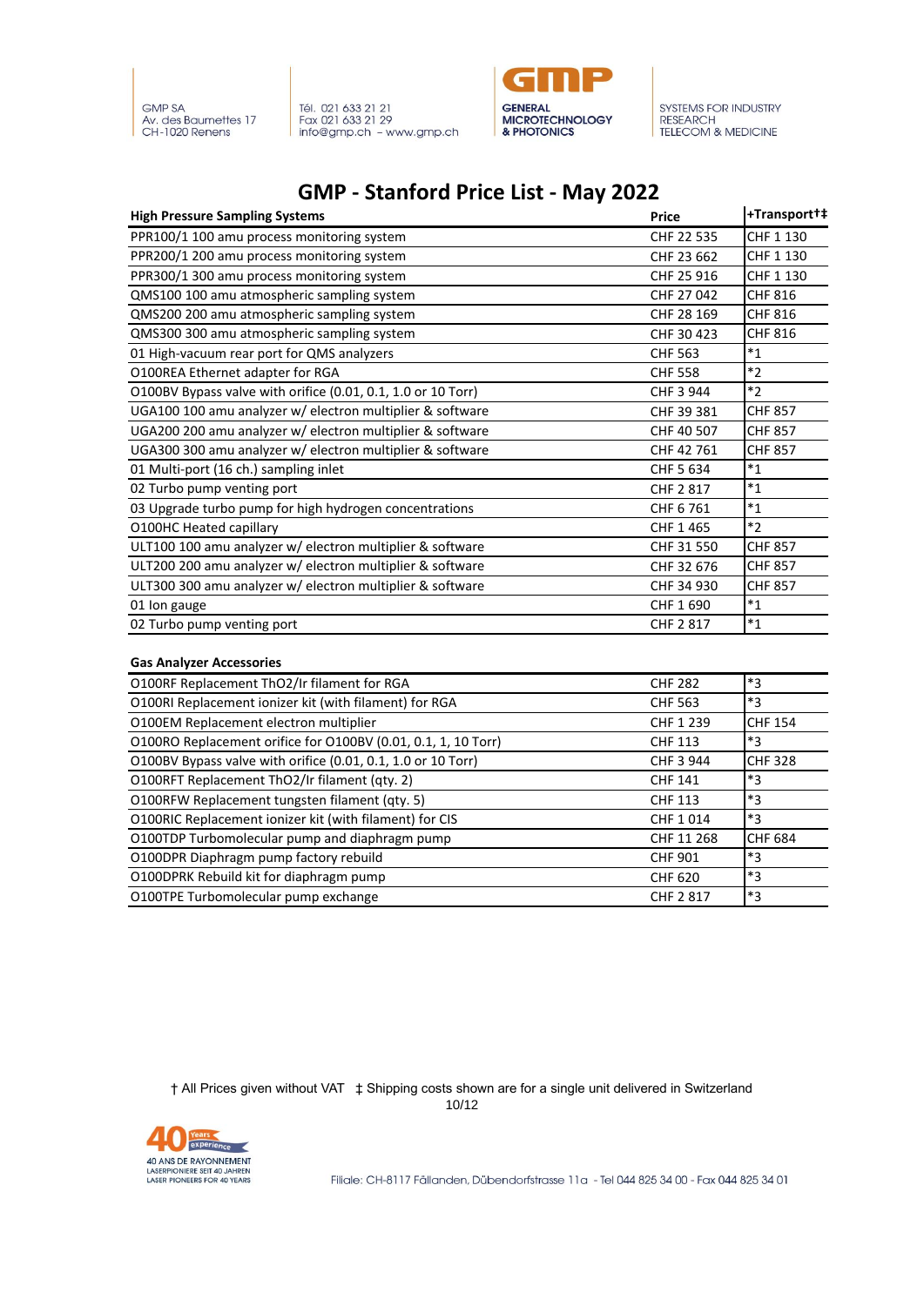# GMP - Stanford Price List - May 2022

| High Pressure Sampling Systems | Price | +Transport†‡ |
|---|---|---|
| PPR100/1 100 amu process monitoring system | CHF 22 535 | CHF 1 130 |
| PPR200/1 200 amu process monitoring system | CHF 23 662 | CHF 1 130 |
| PPR300/1 300 amu process monitoring system | CHF 25 916 | CHF 1 130 |
| QMS100 100 amu atmospheric sampling system | CHF 27 042 | CHF 816 |
| QMS200 200 amu atmospheric sampling system | CHF 28 169 | CHF 816 |
| QMS300 300 amu atmospheric sampling system | CHF 30 423 | CHF 816 |
| 01 High-vacuum rear port for QMS analyzers | CHF 563 | *1 |
| O100REA Ethernet adapter for RGA | CHF 558 | *2 |
| O100BV Bypass valve with orifice (0.01, 0.1, 1.0 or 10 Torr) | CHF 3 944 | *2 |
| UGA100 100 amu analyzer w/ electron multiplier & software | CHF 39 381 | CHF 857 |
| UGA200 200 amu analyzer w/ electron multiplier & software | CHF 40 507 | CHF 857 |
| UGA300 300 amu analyzer w/ electron multiplier & software | CHF 42 761 | CHF 857 |
| 01 Multi-port (16 ch.) sampling inlet | CHF 5 634 | *1 |
| 02 Turbo pump venting port | CHF 2 817 | *1 |
| 03 Upgrade turbo pump for high hydrogen concentrations | CHF 6 761 | *1 |
| O100HC Heated capillary | CHF 1 465 | *2 |
| ULT100 100 amu analyzer w/ electron multiplier & software | CHF 31 550 | CHF 857 |
| ULT200 200 amu analyzer w/ electron multiplier & software | CHF 32 676 | CHF 857 |
| ULT300 300 amu analyzer w/ electron multiplier & software | CHF 34 930 | CHF 857 |
| 01 Ion gauge | CHF 1 690 | *1 |
| 02 Turbo pump venting port | CHF 2 817 | *1 |

| Gas Analyzer Accessories | | |
|---|---|---|
| O100RF Replacement ThO2/Ir filament for RGA | CHF 282 | *3 |
| O100RI Replacement ionizer kit (with filament) for RGA | CHF 563 | *3 |
| O100EM Replacement electron multiplier | CHF 1 239 | CHF 154 |
| O100RO Replacement orifice for O100BV (0.01, 0.1, 1, 10 Torr) | CHF 113 | *3 |
| O100BV Bypass valve with orifice (0.01, 0.1, 1.0 or 10 Torr) | CHF 3 944 | CHF 328 |
| O100RFT Replacement ThO2/Ir filament (qty. 2) | CHF 141 | *3 |
| O100RFW Replacement tungsten filament (qty. 5) | CHF 113 | *3 |
| O100RIC Replacement ionizer kit (with filament) for CIS | CHF 1 014 | *3 |
| O100TDP Turbomolecular pump and diaphragm pump | CHF 11 268 | CHF 684 |
| O100DPR Diaphragm pump factory rebuild | CHF 901 | *3 |
| O100DPRK Rebuild kit for diaphragm pump | CHF 620 | *3 |
| O100TPE Turbomolecular pump exchange | CHF 2 817 | *3 |

† All Prices given without VAT ‡ Shipping costs shown are for a single unit delivered in Switzerland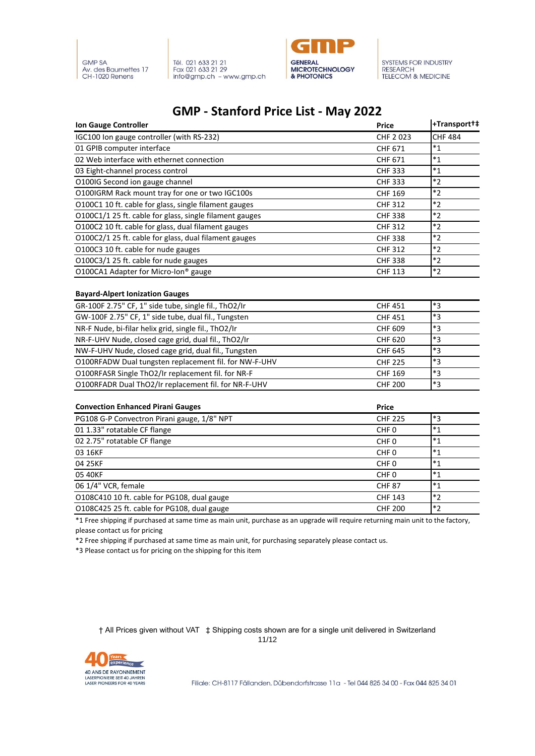# GMP - Stanford Price List - May 2022

| Ion Gauge Controller | Price | +Transport†‡ |
|---|---|---|
| IGC100 Ion gauge controller (with RS-232) | CHF 2 023 | CHF 484 |
| 01 GPIB computer interface | CHF 671 | *1 |
| 02 Web interface with ethernet connection | CHF 671 | *1 |
| 03 Eight-channel process control | CHF 333 | *1 |
| O100IG Second ion gauge channel | CHF 333 | *2 |
| O100IGRM Rack mount tray for one or two IGC100s | CHF 169 | *2 |
| O100C1 10 ft. cable for glass, single filament gauges | CHF 312 | *2 |
| O100C1/1 25 ft. cable for glass, single filament gauges | CHF 338 | *2 |
| O100C2 10 ft. cable for glass, dual filament gauges | CHF 312 | *2 |
| O100C2/1 25 ft. cable for glass, dual filament gauges | CHF 338 | *2 |
| O100C3 10 ft. cable for nude gauges | CHF 312 | *2 |
| O100C3/1 25 ft. cable for nude gauges | CHF 338 | *2 |
| O100CA1 Adapter for Micro-Ion® gauge | CHF 113 | *2 |

| Bayard-Alpert Ionization Gauges | | |
|---|---|---|
| GR-100F 2.75" CF, 1" side tube, single fil., ThO2/Ir | CHF 451 | *3 |
| GW-100F 2.75" CF, 1" side tube, dual fil., Tungsten | CHF 451 | *3 |
| NR-F Nude, bi-filar helix grid, single fil., ThO2/Ir | CHF 609 | *3 |
| NR-F-UHV Nude, closed cage grid, dual fil., ThO2/Ir | CHF 620 | *3 |
| NW-F-UHV Nude, closed cage grid, dual fil., Tungsten | CHF 645 | *3 |
| O100RFADW Dual tungsten replacement fil. for NW-F-UHV | CHF 225 | *3 |
| O100RFASR Single ThO2/Ir replacement fil. for NR-F | CHF 169 | *3 |
| O100RFADR Dual ThO2/Ir replacement fil. for NR-F-UHV | CHF 200 | *3 |

| Convection Enhanced Pirani Gauges | Price | |
|---|---|---|
| PG108 G-P Convectron Pirani gauge, 1/8" NPT | CHF 225 | *3 |
| 01 1.33" rotatable CF flange | CHF 0 | *1 |
| 02 2.75" rotatable CF flange | CHF 0 | *1 |
| 03 16KF | CHF 0 | *1 |
| 04 25KF | CHF 0 | *1 |
| 05 40KF | CHF 0 | *1 |
| 06 1/4" VCR, female | CHF 87 | *1 |
| O108C410 10 ft. cable for PG108, dual gauge | CHF 143 | *2 |
| O108C425 25 ft. cable for PG108, dual gauge | CHF 200 | *2 |

*1 Free shipping if purchased at same time as main unit, purchase as an upgrade will require returning main unit to the factory, please contact us for pricing

*2 Free shipping if purchased at same time as main unit, for purchasing separately please contact us.

*3 Please contact us for pricing on the shipping for this item

† All Prices given without VAT ‡ Shipping costs shown are for a single unit delivered in Switzerland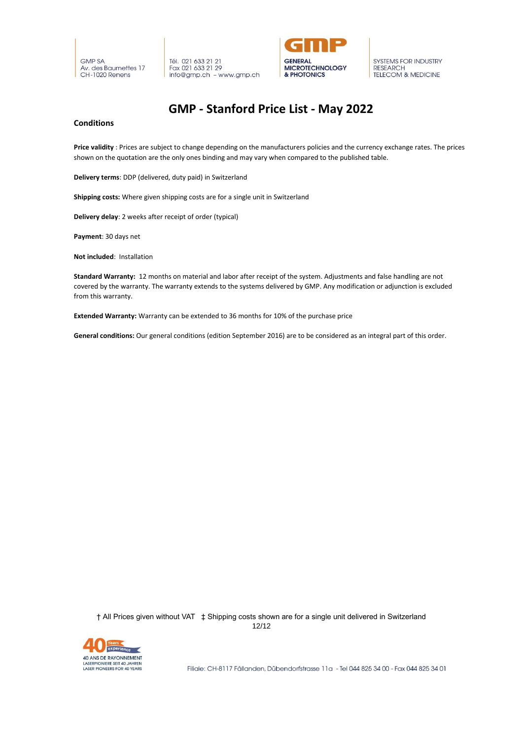# GMP - Stanford Price List - May 2022

## Conditions

**Price validity** : Prices are subject to change depending on the manufacturers policies and the currency exchange rates. The prices shown on the quotation are the only ones binding and may vary when compared to the published table.

**Delivery terms**: DDP (delivered, duty paid) in Switzerland

**Shipping costs:** Where given shipping costs are for a single unit in Switzerland

**Delivery delay**: 2 weeks after receipt of order (typical)

**Payment**: 30 days net

**Not included**: Installation

**Standard Warranty:** 12 months on material and labor after receipt of the system. Adjustments and false handling are not covered by the warranty. The warranty extends to the systems delivered by GMP. Any modification or adjunction is excluded from this warranty.

**Extended Warranty:** Warranty can be extended to 36 months for 10% of the purchase price

**General conditions:** Our general conditions (edition September 2016) are to be considered as an integral part of this order.

† All Prices given without VAT ‡ Shipping costs shown are for a single unit delivered in Switzerland